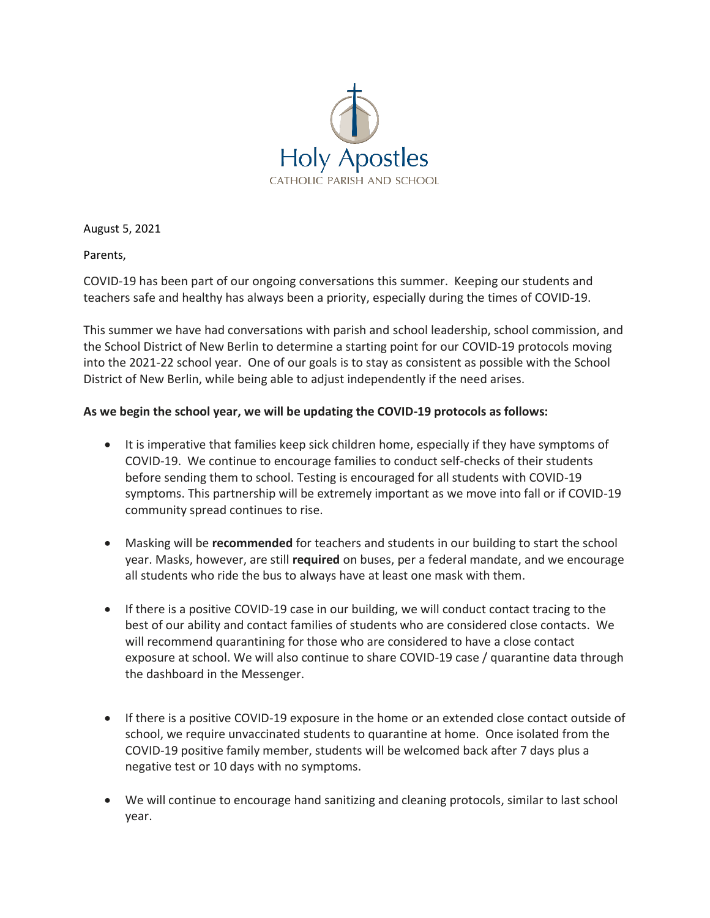Holy Apostles
CATHOLIC PARISH AND SCHOOL

August 5, 2021

Parents,

COVID-19 has been part of our ongoing conversations this summer. Keeping our students and teachers safe and healthy has always been a priority, especially during the times of COVID-19.

This summer we have had conversations with parish and school leadership, school commission, and the School District of New Berlin to determine a starting point for our COVID-19 protocols moving into the 2021-22 school year. One of our goals is to stay as consistent as possible with the School District of New Berlin, while being able to adjust independently if the need arises.

**As we begin the school year, we will be updating the COVID-19 protocols as follows:**

- It is imperative that families keep sick children home, especially if they have symptoms of COVID-19. We continue to encourage families to conduct self-checks of their students before sending them to school. Testing is encouraged for all students with COVID-19 symptoms. This partnership will be extremely important as we move into fall or if COVID-19 community spread continues to rise.

- Masking will be **recommended** for teachers and students in our building to start the school year. Masks, however, are still **required** on buses, per a federal mandate, and we encourage all students who ride the bus to always have at least one mask with them.

- If there is a positive COVID-19 case in our building, we will conduct contact tracing to the best of our ability and contact families of students who are considered close contacts. We will recommend quarantining for those who are considered to have a close contact exposure at school. We will also continue to share COVID-19 case / quarantine data through the dashboard in the Messenger.

- If there is a positive COVID-19 exposure in the home or an extended close contact outside of school, we require unvaccinated students to quarantine at home. Once isolated from the COVID-19 positive family member, students will be welcomed back after 7 days plus a negative test or 10 days with no symptoms.

- We will continue to encourage hand sanitizing and cleaning protocols, similar to last school year.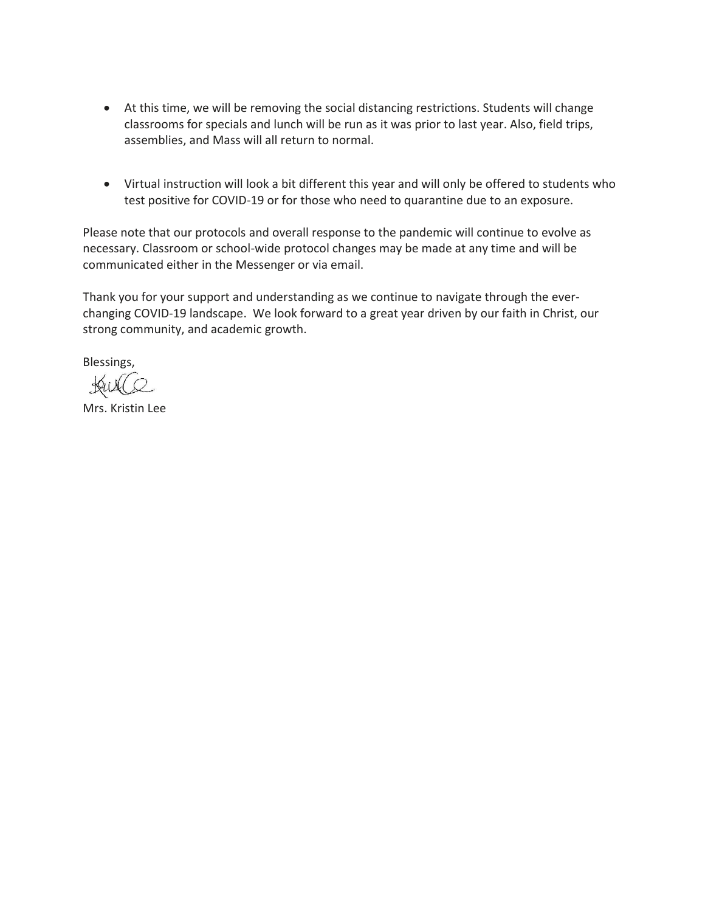- At this time, we will be removing the social distancing restrictions. Students will change classrooms for specials and lunch will be run as it was prior to last year. Also, field trips, assemblies, and Mass will all return to normal.

- Virtual instruction will look a bit different this year and will only be offered to students who test positive for COVID-19 or for those who need to quarantine due to an exposure.

Please note that our protocols and overall response to the pandemic will continue to evolve as necessary. Classroom or school-wide protocol changes may be made at any time and will be communicated either in the Messenger or via email.

Thank you for your support and understanding as we continue to navigate through the ever-changing COVID-19 landscape. We look forward to a great year driven by our faith in Christ, our strong community, and academic growth.

Blessings,

Mrs. Kristin Lee